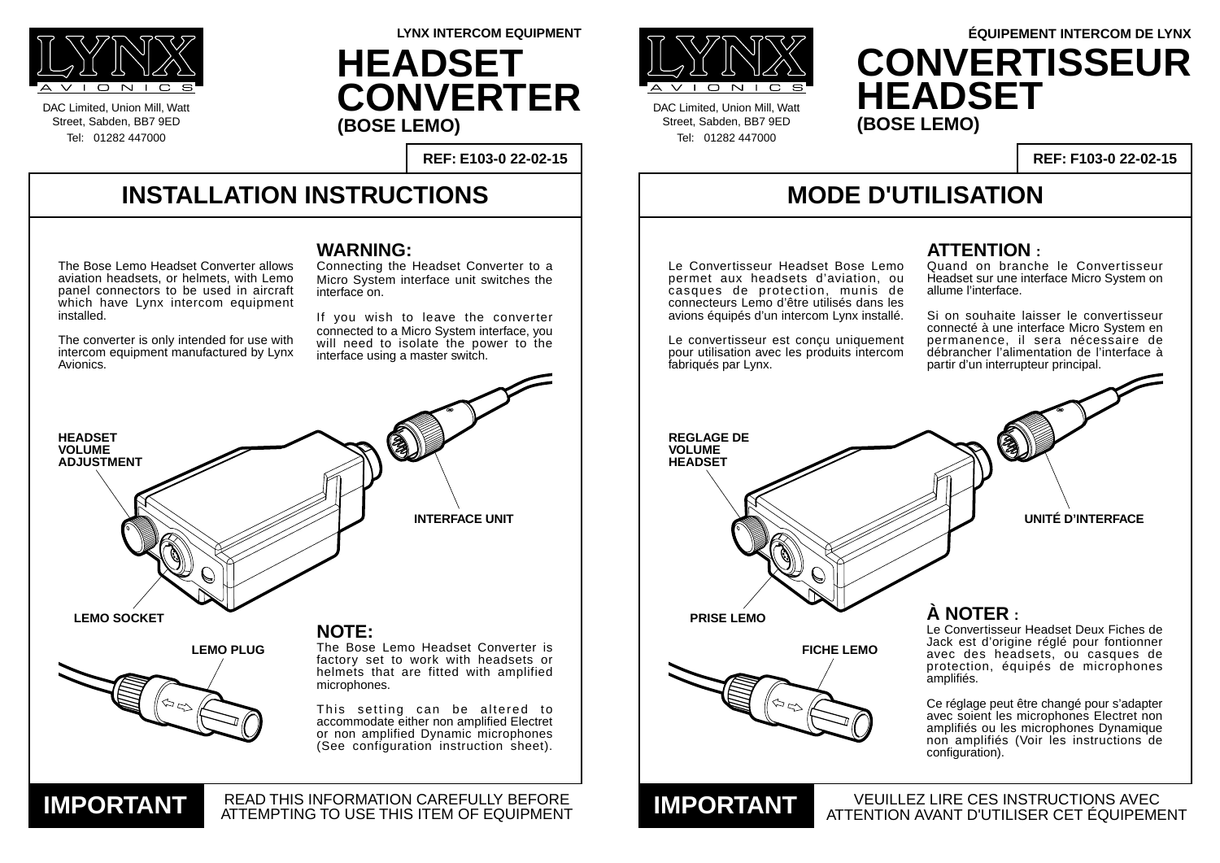LYNX AVIONICS

DAC Limited, Union Mill, Watt Street, Sabden, BB7 9ED
Tel: 01282 447000

**LYNX INTERCOM EQUIPMENT**

# HEADSET CONVERTER

**(BOSE LEMO)**

**REF: E103-0 22-02-15**

## INSTALLATION INSTRUCTIONS

The Bose Lemo Headset Converter allows aviation headsets, or helmets, with Lemo panel connectors to be used in aircraft which have Lynx intercom equipment installed.

The converter is only intended for use with intercom equipment manufactured by Lynx Avionics.

### WARNING:

Connecting the Headset Converter to a Micro System interface unit switches the interface on.

If you wish to leave the converter connected to a Micro System interface, you will need to isolate the power to the interface using a master switch.

HEADSET VOLUME ADJUSTMENT

INTERFACE UNIT

LEMO SOCKET

LEMO PLUG

### NOTE:

The Bose Lemo Headset Converter is factory set to work with headsets or helmets that are fitted with amplified microphones.

This setting can be altered to accommodate either non amplified Electret or non amplified Dynamic microphones (See configuration instruction sheet).

**IMPORTANT** READ THIS INFORMATION CAREFULLY BEFORE ATTEMPTING TO USE THIS ITEM OF EQUIPMENT

---

LYNX AVIONICS

DAC Limited, Union Mill, Watt Street, Sabden, BB7 9ED
Tel: 01282 447000

**ÉQUIPEMENT INTERCOM DE LYNX**

# CONVERTISSEUR HEADSET

**(BOSE LEMO)**

**REF: F103-0 22-02-15**

## MODE D'UTILISATION

Le Convertisseur Headset Bose Lemo permet aux headsets d'aviation, ou casques de protection, munis de connecteurs Lemo d'être utilisés dans les avions équipés d'un intercom Lynx installé.

Le convertisseur est conçu uniquement pour utilisation avec les produits intercom fabriqués par Lynx.

### ATTENTION :

Quand on branche le Convertisseur Headset sur une interface Micro System on allume l'interface.

Si on souhaite laisser le convertisseur connecté à une interface Micro System en permanence, il sera nécessaire de débrancher l'alimentation de l'interface à partir d'un interrupteur principal.

REGLAGE DE VOLUME HEADSET

UNITÉ D'INTERFACE

PRISE LEMO

FICHE LEMO

### À NOTER :

Le Convertisseur Headset Deux Fiches de Jack est d'origine réglé pour fontionner avec des headsets, ou casques de protection, équipés de microphones amplifiés.

Ce réglage peut être changé pour s'adapter avec soient les microphones Electret non amplifiés ou les microphones Dynamique non amplifiés (Voir les instructions de configuration).

**IMPORTANT** VEUILLEZ LIRE CES INSTRUCTIONS AVEC ATTENTION AVANT D'UTILISER CET ÉQUIPEMENT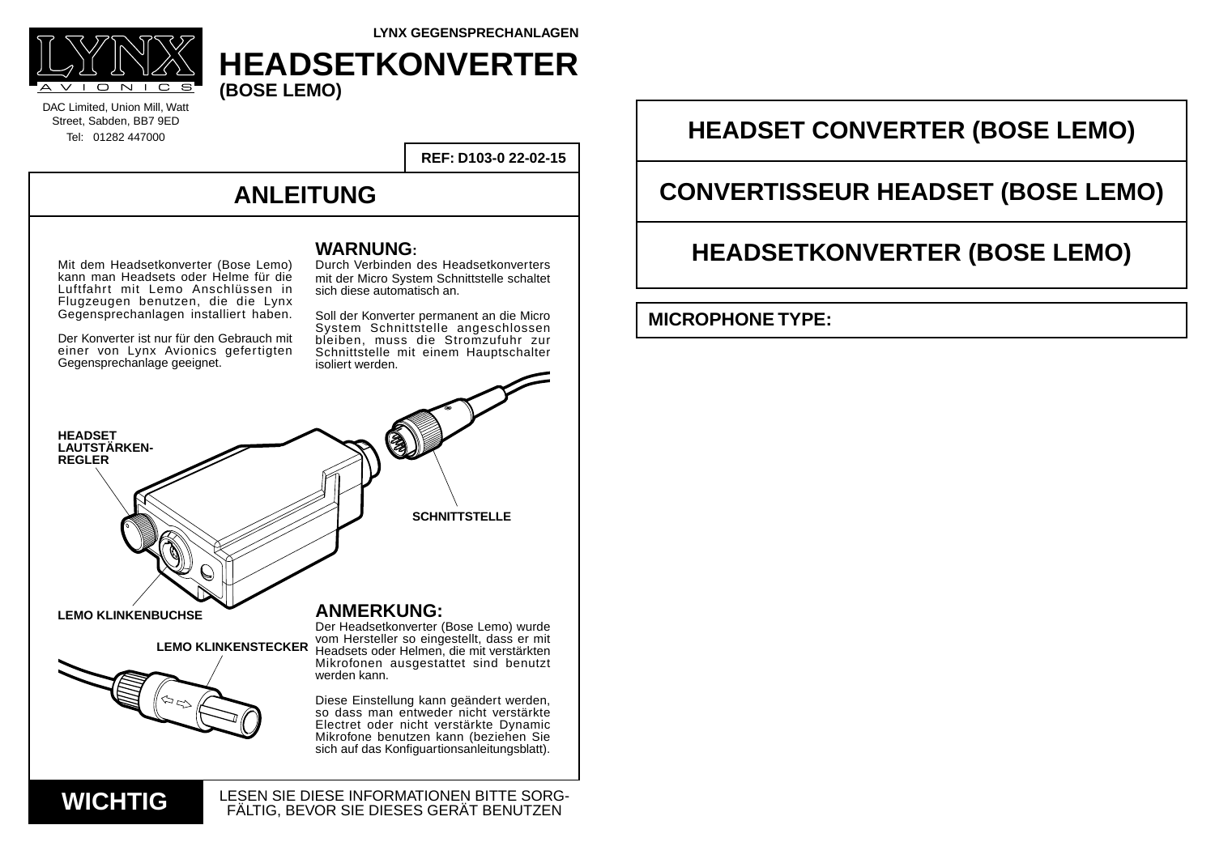LYNX AVIONICS

DAC Limited, Union Mill, Watt Street, Sabden, BB7 9ED

Tel: 01282 447000

LYNX GEGENSPRECHANLAGEN

# HEADSETKONVERTER

**(BOSE LEMO)**

**REF: D103-0 22-02-15**

## ANLEITUNG

Mit dem Headsetkonverter (Bose Lemo) kann man Headsets oder Helme für die Luftfahrt mit Lemo Anschlüssen in Flugzeugen benutzen, die die Lynx Gegensprechanlagen installiert haben.

Der Konverter ist nur für den Gebrauch mit einer von Lynx Avionics gefertigten Gegensprechanlage geeignet.

### WARNUNG:

Durch Verbinden des Headsetkonverters mit der Micro System Schnittstelle schaltet sich diese automatisch an.

Soll der Konverter permanent an die Micro System Schnittstelle angeschlossen bleiben, muss die Stromzufuhr zur Schnittstelle mit einem Hauptschalter isoliert werden.

HEADSET LAUTSTÄRKEN-REGLER

SCHNITTSTELLE

LEMO KLINKENBUCHSE

LEMO KLINKENSTECKER

### ANMERKUNG:

Der Headsetkonverter (Bose Lemo) wurde vom Hersteller so eingestellt, dass er mit Headsets oder Helmen, die mit verstärkten Mikrofonen ausgestattet sind benutzt werden kann.

Diese Einstellung kann geändert werden, so dass man entweder nicht verstärkte Electret oder nicht verstärkte Dynamic Mikrofone benutzen kann (beziehen Sie sich auf das Konfiguartionsanleitungsblatt).

**WICHTIG** LESEN SIE DIESE INFORMATIONEN BITTE SORGFÄLTIG, BEVOR SIE DIESES GERÄT BENUTZEN

| |
|---|
| **HEADSET CONVERTER (BOSE LEMO)** |
| **CONVERTISSEUR HEADSET (BOSE LEMO)** |
| **HEADSETKONVERTER (BOSE LEMO)** |

**MICROPHONE TYPE:**